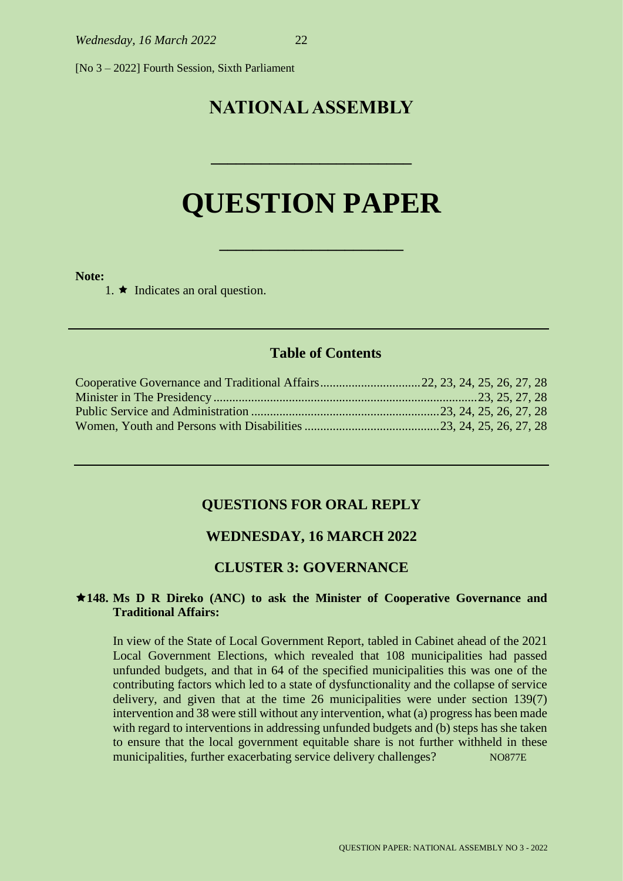[No 3 – 2022] Fourth Session, Sixth Parliament

# NATIONAL ASSEMBLY

# QUESTION PAPER

**Note:**

1. ★ Indicates an oral question.

## Table of Contents

| | |
|---|---|
| Cooperative Governance and Traditional Affairs | 22, 23, 24, 25, 26, 27, 28 |
| Minister in The Presidency | 23, 25, 27, 28 |
| Public Service and Administration | 23, 24, 25, 26, 27, 28 |
| Women, Youth and Persons with Disabilities | 23, 24, 25, 26, 27, 28 |

## QUESTIONS FOR ORAL REPLY

## WEDNESDAY, 16 MARCH 2022

## CLUSTER 3: GOVERNANCE

**★148. Ms D R Direko (ANC) to ask the Minister of Cooperative Governance and Traditional Affairs:**

In view of the State of Local Government Report, tabled in Cabinet ahead of the 2021 Local Government Elections, which revealed that 108 municipalities had passed unfunded budgets, and that in 64 of the specified municipalities this was one of the contributing factors which led to a state of dysfunctionality and the collapse of service delivery, and given that at the time 26 municipalities were under section 139(7) intervention and 38 were still without any intervention, what (a) progress has been made with regard to interventions in addressing unfunded budgets and (b) steps has she taken to ensure that the local government equitable share is not further withheld in these municipalities, further exacerbating service delivery challenges? NO877E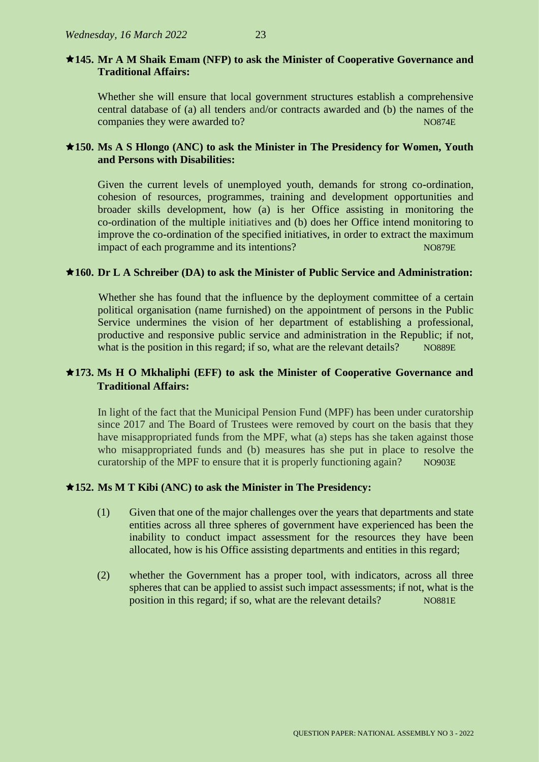**★145. Mr A M Shaik Emam (NFP) to ask the Minister of Cooperative Governance and Traditional Affairs:**

Whether she will ensure that local government structures establish a comprehensive central database of (a) all tenders and/or contracts awarded and (b) the names of the companies they were awarded to? NO874E

**★150. Ms A S Hlongo (ANC) to ask the Minister in The Presidency for Women, Youth and Persons with Disabilities:**

Given the current levels of unemployed youth, demands for strong co-ordination, cohesion of resources, programmes, training and development opportunities and broader skills development, how (a) is her Office assisting in monitoring the co-ordination of the multiple initiatives and (b) does her Office intend monitoring to improve the co-ordination of the specified initiatives, in order to extract the maximum impact of each programme and its intentions? NO879E

**★160. Dr L A Schreiber (DA) to ask the Minister of Public Service and Administration:**

Whether she has found that the influence by the deployment committee of a certain political organisation (name furnished) on the appointment of persons in the Public Service undermines the vision of her department of establishing a professional, productive and responsive public service and administration in the Republic; if not, what is the position in this regard; if so, what are the relevant details? NO889E

**★173. Ms H O Mkhaliphi (EFF) to ask the Minister of Cooperative Governance and Traditional Affairs:**

In light of the fact that the Municipal Pension Fund (MPF) has been under curatorship since 2017 and The Board of Trustees were removed by court on the basis that they have misappropriated funds from the MPF, what (a) steps has she taken against those who misappropriated funds and (b) measures has she put in place to resolve the curatorship of the MPF to ensure that it is properly functioning again? NO903E

**★152. Ms M T Kibi (ANC) to ask the Minister in The Presidency:**

(1) Given that one of the major challenges over the years that departments and state entities across all three spheres of government have experienced has been the inability to conduct impact assessment for the resources they have been allocated, how is his Office assisting departments and entities in this regard;

(2) whether the Government has a proper tool, with indicators, across all three spheres that can be applied to assist such impact assessments; if not, what is the position in this regard; if so, what are the relevant details? NO881E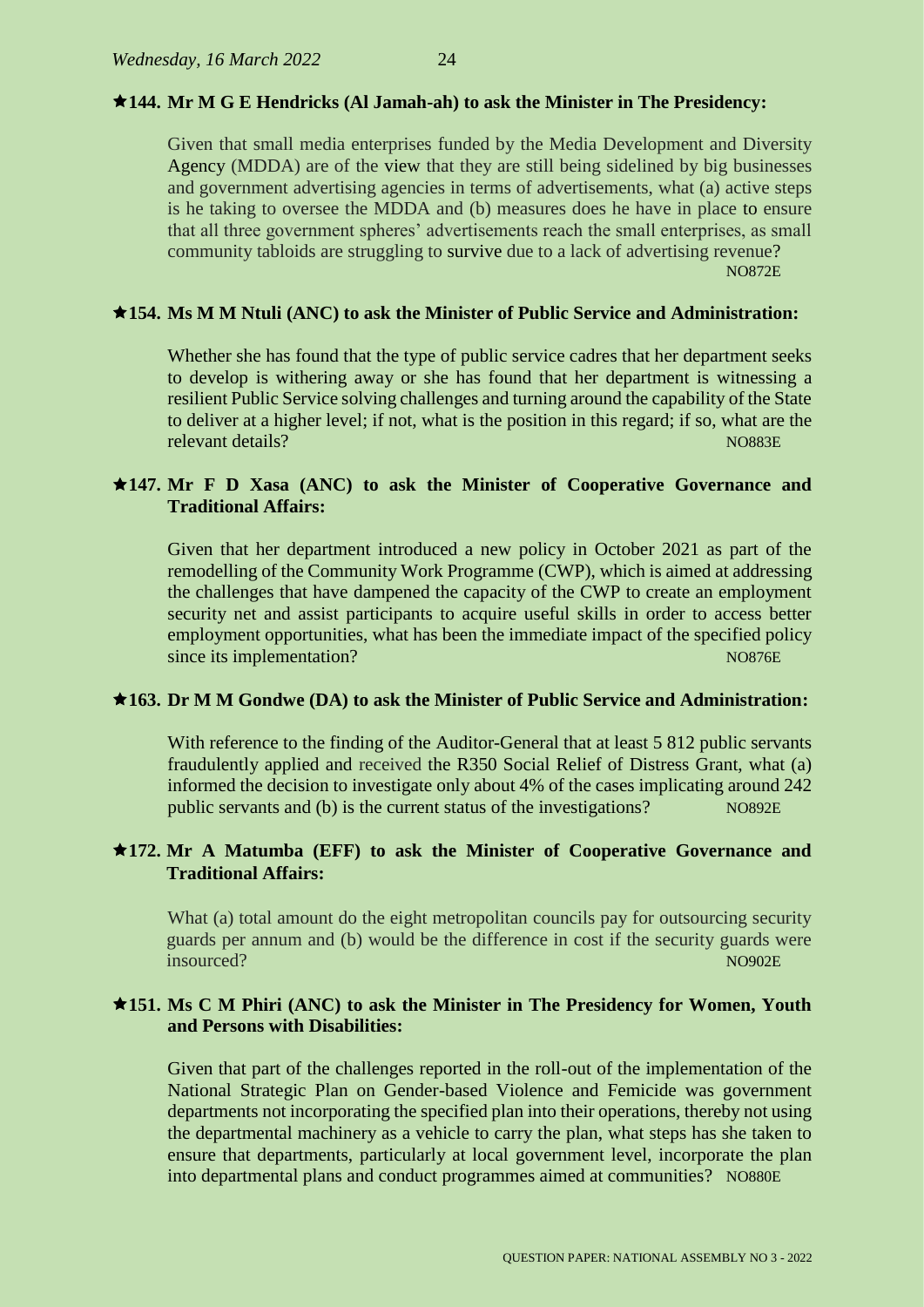**★144. Mr M G E Hendricks (Al Jamah-ah) to ask the Minister in The Presidency:**

Given that small media enterprises funded by the Media Development and Diversity Agency (MDDA) are of the view that they are still being sidelined by big businesses and government advertising agencies in terms of advertisements, what (a) active steps is he taking to oversee the MDDA and (b) measures does he have in place to ensure that all three government spheres' advertisements reach the small enterprises, as small community tabloids are struggling to survive due to a lack of advertising revenue? NO872E

**★154. Ms M M Ntuli (ANC) to ask the Minister of Public Service and Administration:**

Whether she has found that the type of public service cadres that her department seeks to develop is withering away or she has found that her department is witnessing a resilient Public Service solving challenges and turning around the capability of the State to deliver at a higher level; if not, what is the position in this regard; if so, what are the relevant details? NO883E

**★147. Mr F D Xasa (ANC) to ask the Minister of Cooperative Governance and Traditional Affairs:**

Given that her department introduced a new policy in October 2021 as part of the remodelling of the Community Work Programme (CWP), which is aimed at addressing the challenges that have dampened the capacity of the CWP to create an employment security net and assist participants to acquire useful skills in order to access better employment opportunities, what has been the immediate impact of the specified policy since its implementation? NO876E

**★163. Dr M M Gondwe (DA) to ask the Minister of Public Service and Administration:**

With reference to the finding of the Auditor-General that at least 5 812 public servants fraudulently applied and received the R350 Social Relief of Distress Grant, what (a) informed the decision to investigate only about 4% of the cases implicating around 242 public servants and (b) is the current status of the investigations? NO892E

**★172. Mr A Matumba (EFF) to ask the Minister of Cooperative Governance and Traditional Affairs:**

What (a) total amount do the eight metropolitan councils pay for outsourcing security guards per annum and (b) would be the difference in cost if the security guards were insourced? NO902E

**★151. Ms C M Phiri (ANC) to ask the Minister in The Presidency for Women, Youth and Persons with Disabilities:**

Given that part of the challenges reported in the roll-out of the implementation of the National Strategic Plan on Gender-based Violence and Femicide was government departments not incorporating the specified plan into their operations, thereby not using the departmental machinery as a vehicle to carry the plan, what steps has she taken to ensure that departments, particularly at local government level, incorporate the plan into departmental plans and conduct programmes aimed at communities? NO880E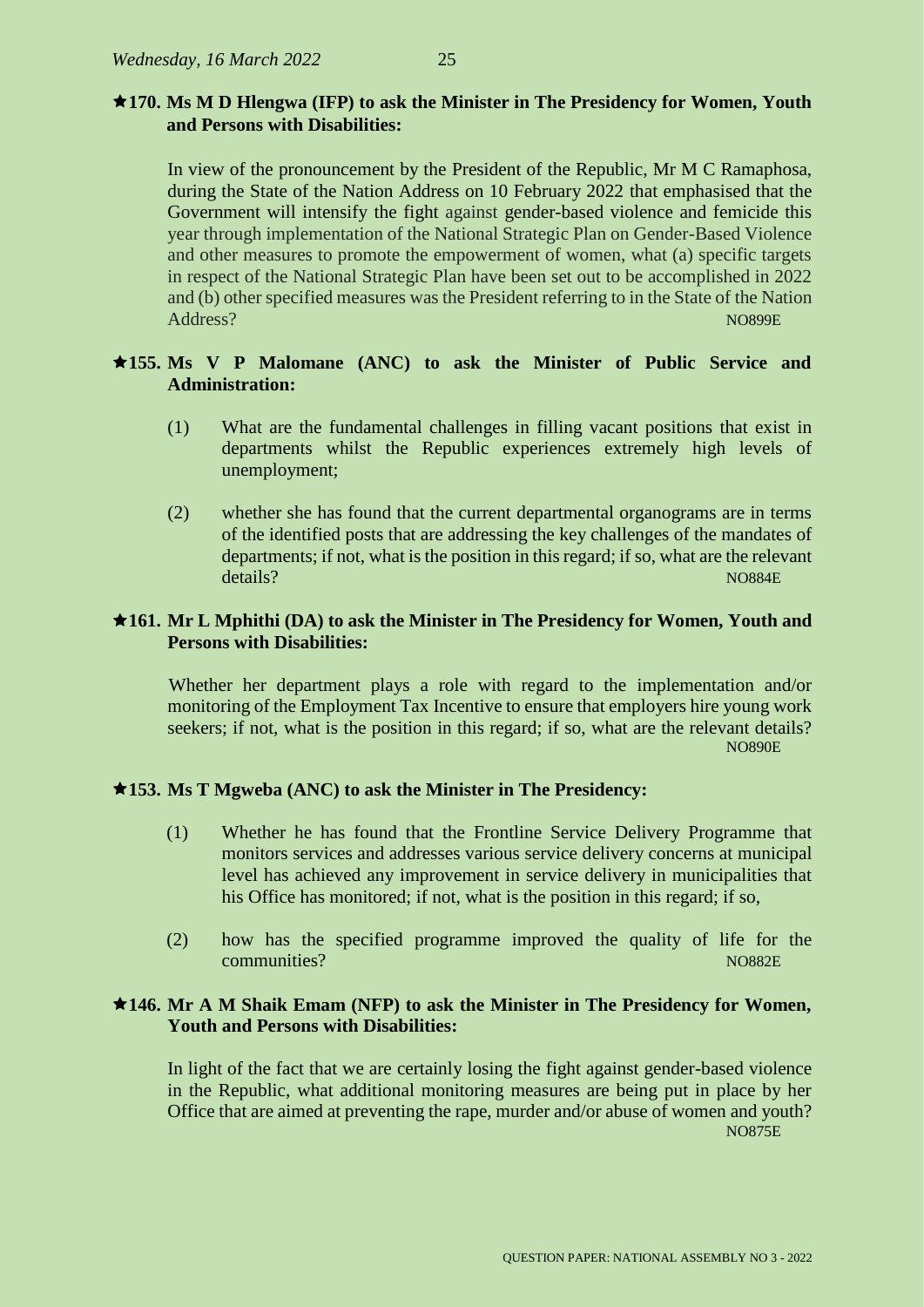**★170. Ms M D Hlengwa (IFP) to ask the Minister in The Presidency for Women, Youth and Persons with Disabilities:**

In view of the pronouncement by the President of the Republic, Mr M C Ramaphosa, during the State of the Nation Address on 10 February 2022 that emphasised that the Government will intensify the fight against gender-based violence and femicide this year through implementation of the National Strategic Plan on Gender-Based Violence and other measures to promote the empowerment of women, what (a) specific targets in respect of the National Strategic Plan have been set out to be accomplished in 2022 and (b) other specified measures was the President referring to in the State of the Nation Address? NO899E

**★155. Ms V P Malomane (ANC) to ask the Minister of Public Service and Administration:**

(1) What are the fundamental challenges in filling vacant positions that exist in departments whilst the Republic experiences extremely high levels of unemployment;

(2) whether she has found that the current departmental organograms are in terms of the identified posts that are addressing the key challenges of the mandates of departments; if not, what is the position in this regard; if so, what are the relevant details? NO884E

**★161. Mr L Mphithi (DA) to ask the Minister in The Presidency for Women, Youth and Persons with Disabilities:**

Whether her department plays a role with regard to the implementation and/or monitoring of the Employment Tax Incentive to ensure that employers hire young work seekers; if not, what is the position in this regard; if so, what are the relevant details? NO890E

**★153. Ms T Mgweba (ANC) to ask the Minister in The Presidency:**

(1) Whether he has found that the Frontline Service Delivery Programme that monitors services and addresses various service delivery concerns at municipal level has achieved any improvement in service delivery in municipalities that his Office has monitored; if not, what is the position in this regard; if so,

(2) how has the specified programme improved the quality of life for the communities? NO882E

**★146. Mr A M Shaik Emam (NFP) to ask the Minister in The Presidency for Women, Youth and Persons with Disabilities:**

In light of the fact that we are certainly losing the fight against gender-based violence in the Republic, what additional monitoring measures are being put in place by her Office that are aimed at preventing the rape, murder and/or abuse of women and youth? NO875E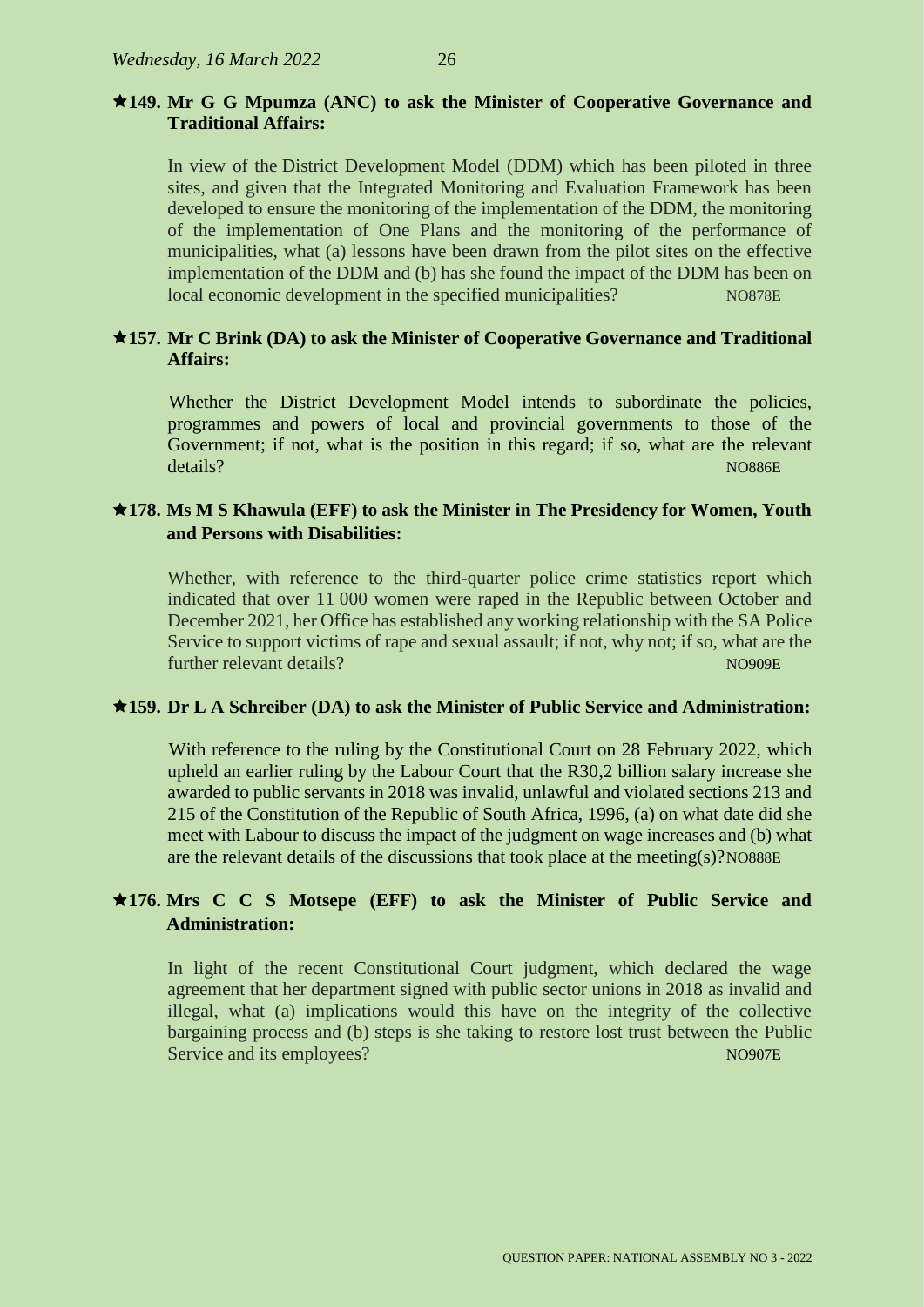**★149. Mr G G Mpumza (ANC) to ask the Minister of Cooperative Governance and Traditional Affairs:**

In view of the District Development Model (DDM) which has been piloted in three sites, and given that the Integrated Monitoring and Evaluation Framework has been developed to ensure the monitoring of the implementation of the DDM, the monitoring of the implementation of One Plans and the monitoring of the performance of municipalities, what (a) lessons have been drawn from the pilot sites on the effective implementation of the DDM and (b) has she found the impact of the DDM has been on local economic development in the specified municipalities? NO878E

**★157. Mr C Brink (DA) to ask the Minister of Cooperative Governance and Traditional Affairs:**

Whether the District Development Model intends to subordinate the policies, programmes and powers of local and provincial governments to those of the Government; if not, what is the position in this regard; if so, what are the relevant details? NO886E

**★178. Ms M S Khawula (EFF) to ask the Minister in The Presidency for Women, Youth and Persons with Disabilities:**

Whether, with reference to the third-quarter police crime statistics report which indicated that over 11 000 women were raped in the Republic between October and December 2021, her Office has established any working relationship with the SA Police Service to support victims of rape and sexual assault; if not, why not; if so, what are the further relevant details? NO909E

**★159. Dr L A Schreiber (DA) to ask the Minister of Public Service and Administration:**

With reference to the ruling by the Constitutional Court on 28 February 2022, which upheld an earlier ruling by the Labour Court that the R30,2 billion salary increase she awarded to public servants in 2018 was invalid, unlawful and violated sections 213 and 215 of the Constitution of the Republic of South Africa, 1996, (a) on what date did she meet with Labour to discuss the impact of the judgment on wage increases and (b) what are the relevant details of the discussions that took place at the meeting(s)? NO888E

**★176. Mrs C C S Motsepe (EFF) to ask the Minister of Public Service and Administration:**

In light of the recent Constitutional Court judgment, which declared the wage agreement that her department signed with public sector unions in 2018 as invalid and illegal, what (a) implications would this have on the integrity of the collective bargaining process and (b) steps is she taking to restore lost trust between the Public Service and its employees? NO907E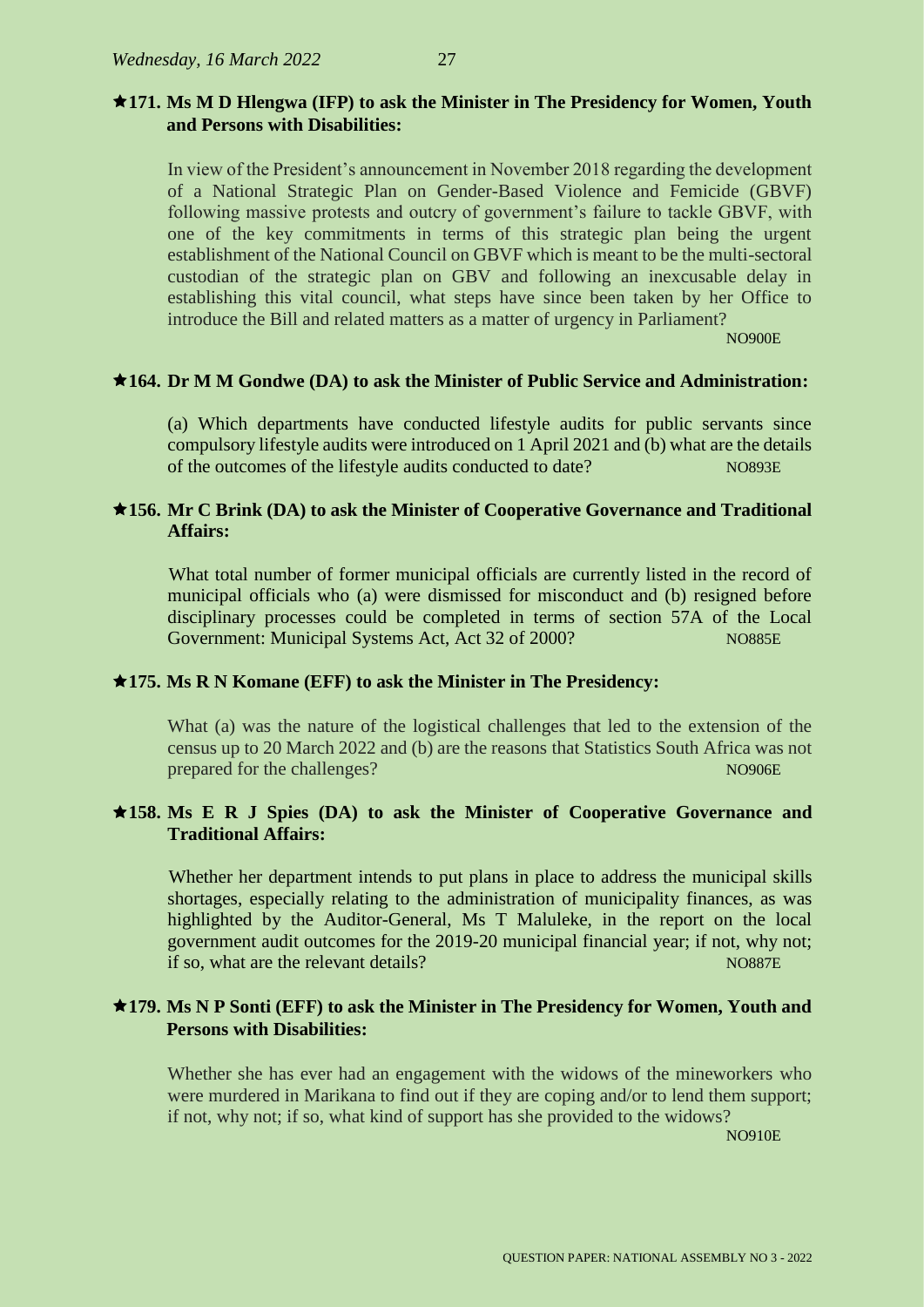**★171. Ms M D Hlengwa (IFP) to ask the Minister in The Presidency for Women, Youth and Persons with Disabilities:**

In view of the President's announcement in November 2018 regarding the development of a National Strategic Plan on Gender-Based Violence and Femicide (GBVF) following massive protests and outcry of government's failure to tackle GBVF, with one of the key commitments in terms of this strategic plan being the urgent establishment of the National Council on GBVF which is meant to be the multi-sectoral custodian of the strategic plan on GBV and following an inexcusable delay in establishing this vital council, what steps have since been taken by her Office to introduce the Bill and related matters as a matter of urgency in Parliament?
NO900E

**★164. Dr M M Gondwe (DA) to ask the Minister of Public Service and Administration:**

(a) Which departments have conducted lifestyle audits for public servants since compulsory lifestyle audits were introduced on 1 April 2021 and (b) what are the details of the outcomes of the lifestyle audits conducted to date? NO893E

**★156. Mr C Brink (DA) to ask the Minister of Cooperative Governance and Traditional Affairs:**

What total number of former municipal officials are currently listed in the record of municipal officials who (a) were dismissed for misconduct and (b) resigned before disciplinary processes could be completed in terms of section 57A of the Local Government: Municipal Systems Act, Act 32 of 2000? NO885E

**★175. Ms R N Komane (EFF) to ask the Minister in The Presidency:**

What (a) was the nature of the logistical challenges that led to the extension of the census up to 20 March 2022 and (b) are the reasons that Statistics South Africa was not prepared for the challenges? NO906E

**★158. Ms E R J Spies (DA) to ask the Minister of Cooperative Governance and Traditional Affairs:**

Whether her department intends to put plans in place to address the municipal skills shortages, especially relating to the administration of municipality finances, as was highlighted by the Auditor-General, Ms T Maluleke, in the report on the local government audit outcomes for the 2019-20 municipal financial year; if not, why not; if so, what are the relevant details? NO887E

**★179. Ms N P Sonti (EFF) to ask the Minister in The Presidency for Women, Youth and Persons with Disabilities:**

Whether she has ever had an engagement with the widows of the mineworkers who were murdered in Marikana to find out if they are coping and/or to lend them support; if not, why not; if so, what kind of support has she provided to the widows?
NO910E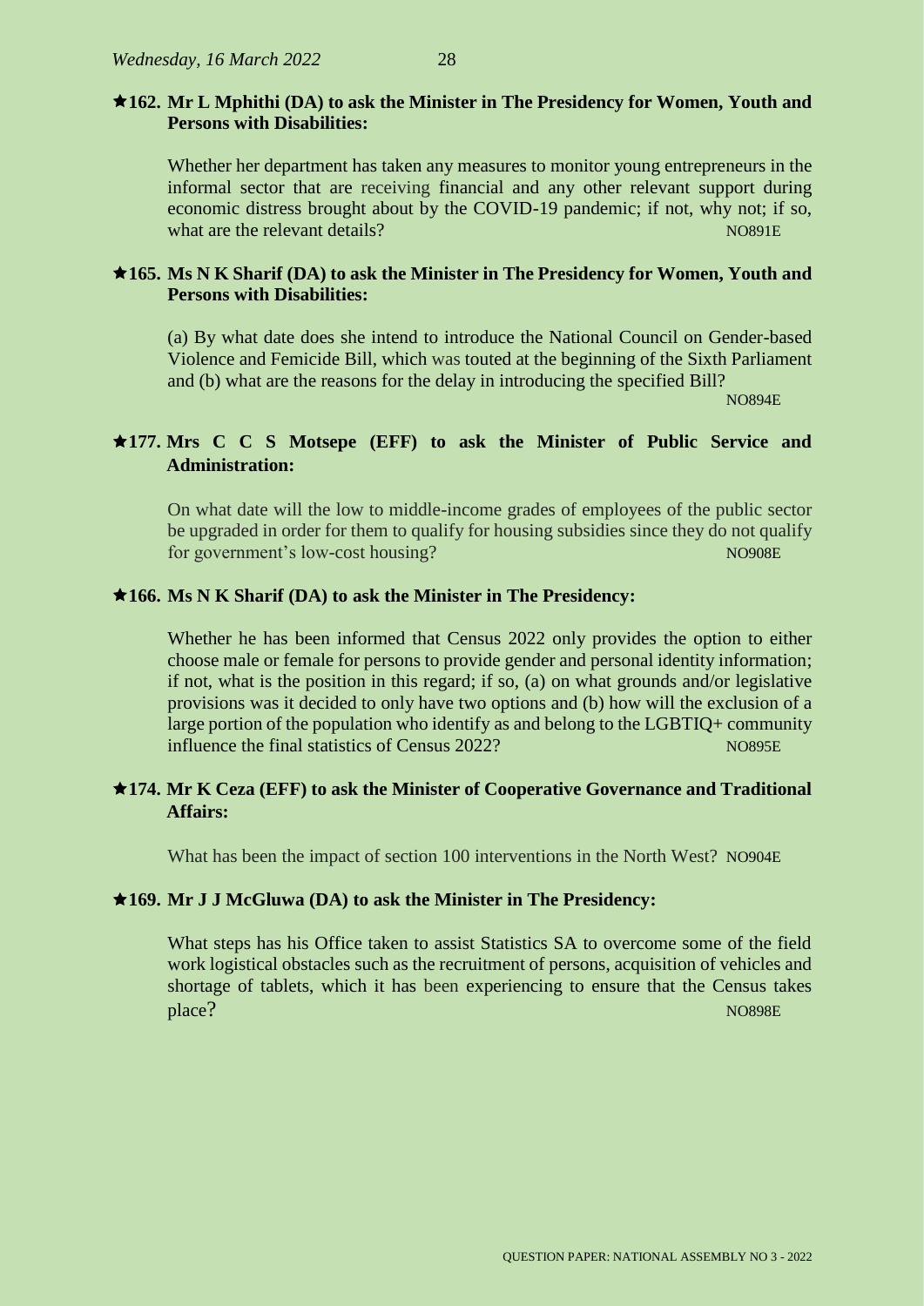**★162. Mr L Mphithi (DA) to ask the Minister in The Presidency for Women, Youth and Persons with Disabilities:**

Whether her department has taken any measures to monitor young entrepreneurs in the informal sector that are receiving financial and any other relevant support during economic distress brought about by the COVID-19 pandemic; if not, why not; if so, what are the relevant details? NO891E

**★165. Ms N K Sharif (DA) to ask the Minister in The Presidency for Women, Youth and Persons with Disabilities:**

(a) By what date does she intend to introduce the National Council on Gender-based Violence and Femicide Bill, which was touted at the beginning of the Sixth Parliament and (b) what are the reasons for the delay in introducing the specified Bill? NO894E

**★177. Mrs C C S Motsepe (EFF) to ask the Minister of Public Service and Administration:**

On what date will the low to middle-income grades of employees of the public sector be upgraded in order for them to qualify for housing subsidies since they do not qualify for government's low-cost housing? NO908E

**★166. Ms N K Sharif (DA) to ask the Minister in The Presidency:**

Whether he has been informed that Census 2022 only provides the option to either choose male or female for persons to provide gender and personal identity information; if not, what is the position in this regard; if so, (a) on what grounds and/or legislative provisions was it decided to only have two options and (b) how will the exclusion of a large portion of the population who identify as and belong to the LGBTIQ+ community influence the final statistics of Census 2022? NO895E

**★174. Mr K Ceza (EFF) to ask the Minister of Cooperative Governance and Traditional Affairs:**

What has been the impact of section 100 interventions in the North West? NO904E

**★169. Mr J J McGluwa (DA) to ask the Minister in The Presidency:**

What steps has his Office taken to assist Statistics SA to overcome some of the field work logistical obstacles such as the recruitment of persons, acquisition of vehicles and shortage of tablets, which it has been experiencing to ensure that the Census takes place? NO898E